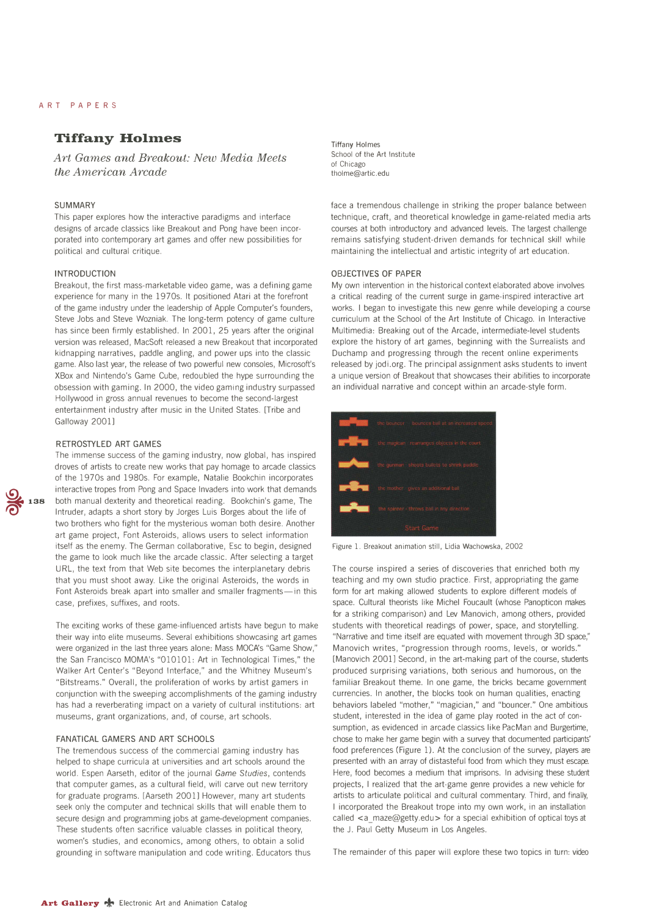# Tiffany Holmes

*Art Games and Breakout: New Media Meets the American Arcade*

Tiffany Holmes
School of the Art Institute of Chicago
tholme@artic.edu

## SUMMARY

This paper explores how the interactive paradigms and interface designs of arcade classics like Breakout and Pong have been incorporated into contemporary art games and offer new possibilities for political and cultural critique.

## INTRODUCTION

Breakout, the first mass-marketable video game, was a defining game experience for many in the 1970s. It positioned Atari at the forefront of the game industry under the leadership of Apple Computer's founders, Steve Jobs and Steve Wozniak. The long-term potency of game culture has since been firmly established. In 2001, 25 years after the original version was released, MacSoft released a new Breakout that incorporated kidnapping narratives, paddle angling, and power ups into the classic game. Also last year, the release of two powerful new consoles, Microsoft's XBox and Nintendo's Game Cube, redoubled the hype surrounding the obsession with gaming. In 2000, the video gaming industry surpassed Hollywood in gross annual revenues to become the second-largest entertainment industry after music in the United States. [Tribe and Galloway 2001]

## RETROSTYLED ART GAMES

The immense success of the gaming industry, now global, has inspired droves of artists to create new works that pay homage to arcade classics of the 1970s and 1980s. For example, Natalie Bookchin incorporates interactive tropes from Pong and Space Invaders into work that demands both manual dexterity and theoretical reading. Bookchin's game, The Intruder, adapts a short story by Jorges Luis Borges about the life of two brothers who fight for the mysterious woman both desire. Another art game project, Font Asteroids, allows users to select information itself as the enemy. The German collaborative, Esc to begin, designed the game to look much like the arcade classic. After selecting a target URL, the text from that Web site becomes the interplanetary debris that you must shoot away. Like the original Asteroids, the words in Font Asteroids break apart into smaller and smaller fragments—in this case, prefixes, suffixes, and roots.

The exciting works of these game-influenced artists have begun to make their way into elite museums. Several exhibitions showcasing art games were organized in the last three years alone: Mass MOCA's "Game Show," the San Francisco MOMA's "010101: Art in Technological Times," the Walker Art Center's "Beyond Interface," and the Whitney Museum's "Bitstreams." Overall, the proliferation of works by artist gamers in conjunction with the sweeping accomplishments of the gaming industry has had a reverberating impact on a variety of cultural institutions: art museums, grant organizations, and, of course, art schools.

## FANATICAL GAMERS AND ART SCHOOLS

The tremendous success of the commercial gaming industry has helped to shape curricula at universities and art schools around the world. Espen Aarseth, editor of the journal *Game Studies*, contends that computer games, as a cultural field, will carve out new territory for graduate programs. [Aarseth 2001] However, many art students seek only the computer and technical skills that will enable them to secure design and programming jobs at game-development companies. These students often sacrifice valuable classes in political theory, women's studies, and economics, among others, to obtain a solid grounding in software manipulation and code writing. Educators thus face a tremendous challenge in striking the proper balance between technique, craft, and theoretical knowledge in game-related media arts courses at both introductory and advanced levels. The largest challenge remains satisfying student-driven demands for technical skill while maintaining the intellectual and artistic integrity of art education.

## OBJECTIVES OF PAPER

My own intervention in the historical context elaborated above involves a critical reading of the current surge in game-inspired interactive art works. I began to investigate this new genre while developing a course curriculum at the School of the Art Institute of Chicago. In Interactive Multimedia: Breaking out of the Arcade, intermediate-level students explore the history of art games, beginning with the Surrealists and Duchamp and progressing through the recent online experiments released by jodi.org. The principal assignment asks students to invent a unique version of Breakout that showcases their abilities to incorporate an individual narrative and concept within an arcade-style form.

Figure 1. Breakout animation still, Lidia Wachowska, 2002

The course inspired a series of discoveries that enriched both my teaching and my own studio practice. First, appropriating the game form for art making allowed students to explore different models of space. Cultural theorists like Michel Foucault (whose Panopticon makes for a striking comparison) and Lev Manovich, among others, provided students with theoretical readings of power, space, and storytelling. "Narrative and time itself are equated with movement through 3D space," Manovich writes, "progression through rooms, levels, or worlds." [Manovich 2001] Second, in the art-making part of the course, students produced surprising variations, both serious and humorous, on the familiar Breakout theme. In one game, the bricks became government currencies. In another, the blocks took on human qualities, enacting behaviors labeled "mother," "magician," and "bouncer." One ambitious student, interested in the idea of game play rooted in the act of consumption, as evidenced in arcade classics like PacMan and Burgertime, chose to make her game begin with a survey that documented participants' food preferences (Figure 1). At the conclusion of the survey, players are presented with an array of distasteful food from which they must escape. Here, food becomes a medium that imprisons. In advising these student projects, I realized that the art-game genre provides a new vehicle for artists to articulate political and cultural commentary. Third, and finally, I incorporated the Breakout trope into my own work, in an installation called <a_maze@getty.edu> for a special exhibition of optical toys at the J. Paul Getty Museum in Los Angeles.

The remainder of this paper will explore these two topics in turn: video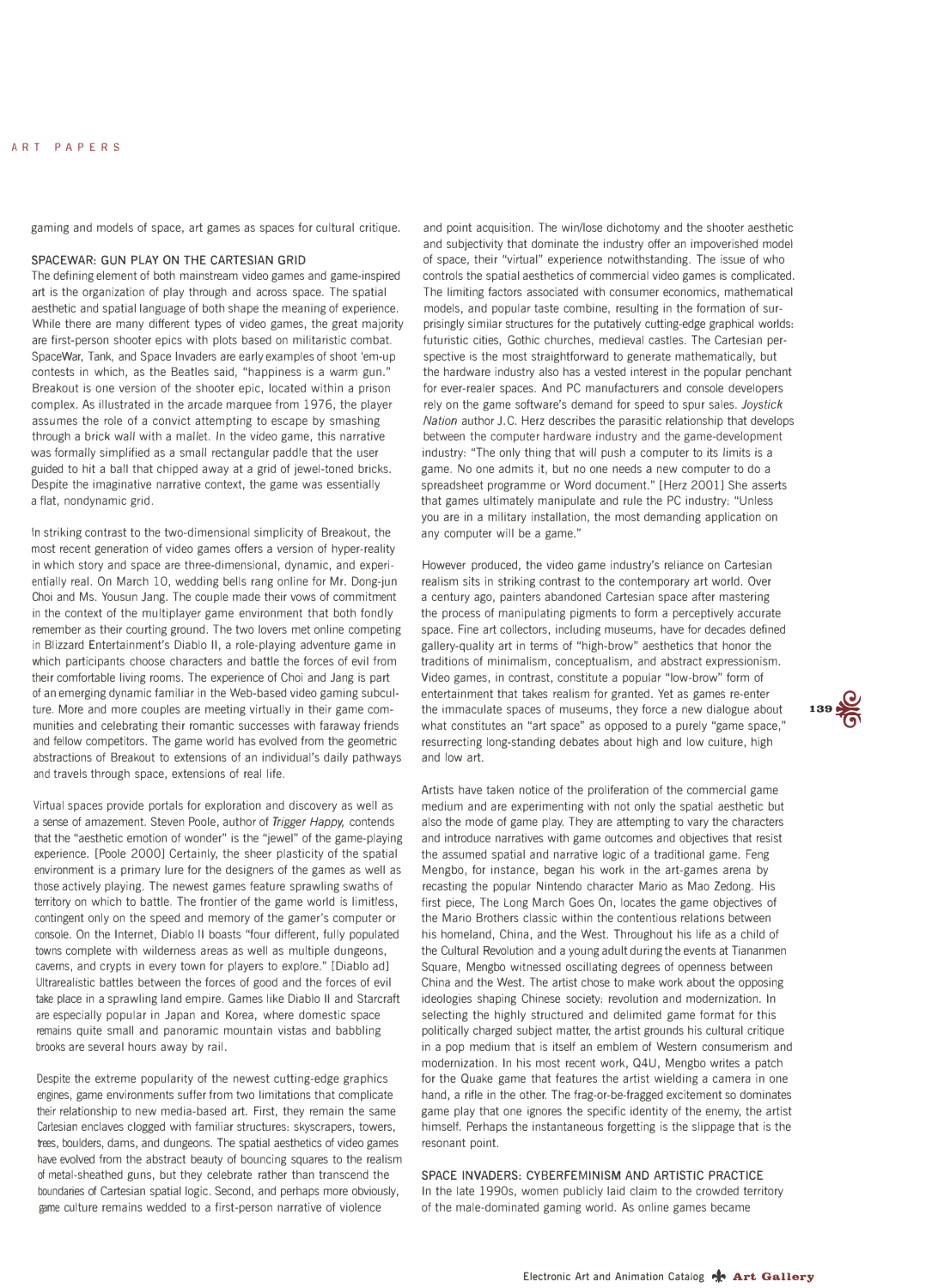gaming and models of space, art games as spaces for cultural critique.

## SPACEWAR: GUN PLAY ON THE CARTESIAN GRID

The defining element of both mainstream video games and game-inspired art is the organization of play through and across space. The spatial aesthetic and spatial language of both shape the meaning of experience. While there are many different types of video games, the great majority are first-person shooter epics with plots based on militaristic combat. SpaceWar, Tank, and Space Invaders are early examples of shoot 'em-up contests in which, as the Beatles said, "happiness is a warm gun." Breakout is one version of the shooter epic, located within a prison complex. As illustrated in the arcade marquee from 1976, the player assumes the role of a convict attempting to escape by smashing through a brick wall with a mallet. In the video game, this narrative was formally simplified as a small rectangular paddle that the user guided to hit a ball that chipped away at a grid of jewel-toned bricks. Despite the imaginative narrative context, the game was essentially a flat, nondynamic grid.

In striking contrast to the two-dimensional simplicity of Breakout, the most recent generation of video games offers a version of hyper-reality in which story and space are three-dimensional, dynamic, and experientially real. On March 10, wedding bells rang online for Mr. Dong-jun Choi and Ms. Yousun Jang. The couple made their vows of commitment in the context of the multiplayer game environment that both fondly remember as their courting ground. The two lovers met online competing in Blizzard Entertainment's Diablo II, a role-playing adventure game in which participants choose characters and battle the forces of evil from their comfortable living rooms. The experience of Choi and Jang is part of an emerging dynamic familiar in the Web-based video gaming subculture. More and more couples are meeting virtually in their game communities and celebrating their romantic successes with faraway friends and fellow competitors. The game world has evolved from the geometric abstractions of Breakout to extensions of an individual's daily pathways and travels through space, extensions of real life.

Virtual spaces provide portals for exploration and discovery as well as a sense of amazement. Steven Poole, author of *Trigger Happy,* contends that the "aesthetic emotion of wonder" is the "jewel" of the game-playing experience. [Poole 2000] Certainly, the sheer plasticity of the spatial environment is a primary lure for the designers of the games as well as those actively playing. The newest games feature sprawling swaths of territory on which to battle. The frontier of the game world is limitless, contingent only on the speed and memory of the gamer's computer or console. On the Internet, Diablo II boasts "four different, fully populated towns complete with wilderness areas as well as multiple dungeons, caverns, and crypts in every town for players to explore." [Diablo ad] Ultrarealistic battles between the forces of good and the forces of evil take place in a sprawling land empire. Games like Diablo II and Starcraft are especially popular in Japan and Korea, where domestic space remains quite small and panoramic mountain vistas and babbling brooks are several hours away by rail.

Despite the extreme popularity of the newest cutting-edge graphics engines, game environments suffer from two limitations that complicate their relationship to new media-based art. First, they remain the same Cartesian enclaves clogged with familiar structures: skyscrapers, towers, trees, boulders, dams, and dungeons. The spatial aesthetics of video games have evolved from the abstract beauty of bouncing squares to the realism of metal-sheathed guns, but they celebrate rather than transcend the boundaries of Cartesian spatial logic. Second, and perhaps more obviously, game culture remains wedded to a first-person narrative of violence and point acquisition. The win/lose dichotomy and the shooter aesthetic and subjectivity that dominate the industry offer an impoverished model of space, their "virtual" experience notwithstanding. The issue of who controls the spatial aesthetics of commercial video games is complicated. The limiting factors associated with consumer economics, mathematical models, and popular taste combine, resulting in the formation of surprisingly similar structures for the putatively cutting-edge graphical worlds: futuristic cities, Gothic churches, medieval castles. The Cartesian perspective is the most straightforward to generate mathematically, but the hardware industry also has a vested interest in the popular penchant for ever-realer spaces. And PC manufacturers and console developers rely on the game software's demand for speed to spur sales. *Joystick Nation* author J.C. Herz describes the parasitic relationship that develops between the computer hardware industry and the game-development industry: "The only thing that will push a computer to its limits is a game. No one admits it, but no one needs a new computer to do a spreadsheet programme or Word document." [Herz 2001] She asserts that games ultimately manipulate and rule the PC industry: "Unless you are in a military installation, the most demanding application on any computer will be a game."

However produced, the video game industry's reliance on Cartesian realism sits in striking contrast to the contemporary art world. Over a century ago, painters abandoned Cartesian space after mastering the process of manipulating pigments to form a perceptively accurate space. Fine art collectors, including museums, have for decades defined gallery-quality art in terms of "high-brow" aesthetics that honor the traditions of minimalism, conceptualism, and abstract expressionism. Video games, in contrast, constitute a popular "low-brow" form of entertainment that takes realism for granted. Yet as games re-enter the immaculate spaces of museums, they force a new dialogue about what constitutes an "art space" as opposed to a purely "game space," resurrecting long-standing debates about high and low culture, high and low art.

Artists have taken notice of the proliferation of the commercial game medium and are experimenting with not only the spatial aesthetic but also the mode of game play. They are attempting to vary the characters and introduce narratives with game outcomes and objectives that resist the assumed spatial and narrative logic of a traditional game. Feng Mengbo, for instance, began his work in the art-games arena by recasting the popular Nintendo character Mario as Mao Zedong. His first piece, The Long March Goes On, locates the game objectives of the Mario Brothers classic within the contentious relations between his homeland, China, and the West. Throughout his life as a child of the Cultural Revolution and a young adult during the events at Tiananmen Square, Mengbo witnessed oscillating degrees of openness between China and the West. The artist chose to make work about the opposing ideologies shaping Chinese society: revolution and modernization. In selecting the highly structured and delimited game format for this politically charged subject matter, the artist grounds his cultural critique in a pop medium that is itself an emblem of Western consumerism and modernization. In his most recent work, Q4U, Mengbo writes a patch for the Quake game that features the artist wielding a camera in one hand, a rifle in the other. The frag-or-be-fragged excitement so dominates game play that one ignores the specific identity of the enemy, the artist himself. Perhaps the instantaneous forgetting is the slippage that is the resonant point.

## SPACE INVADERS: CYBERFEMINISM AND ARTISTIC PRACTICE

In the late 1990s, women publicly laid claim to the crowded territory of the male-dominated gaming world. As online games became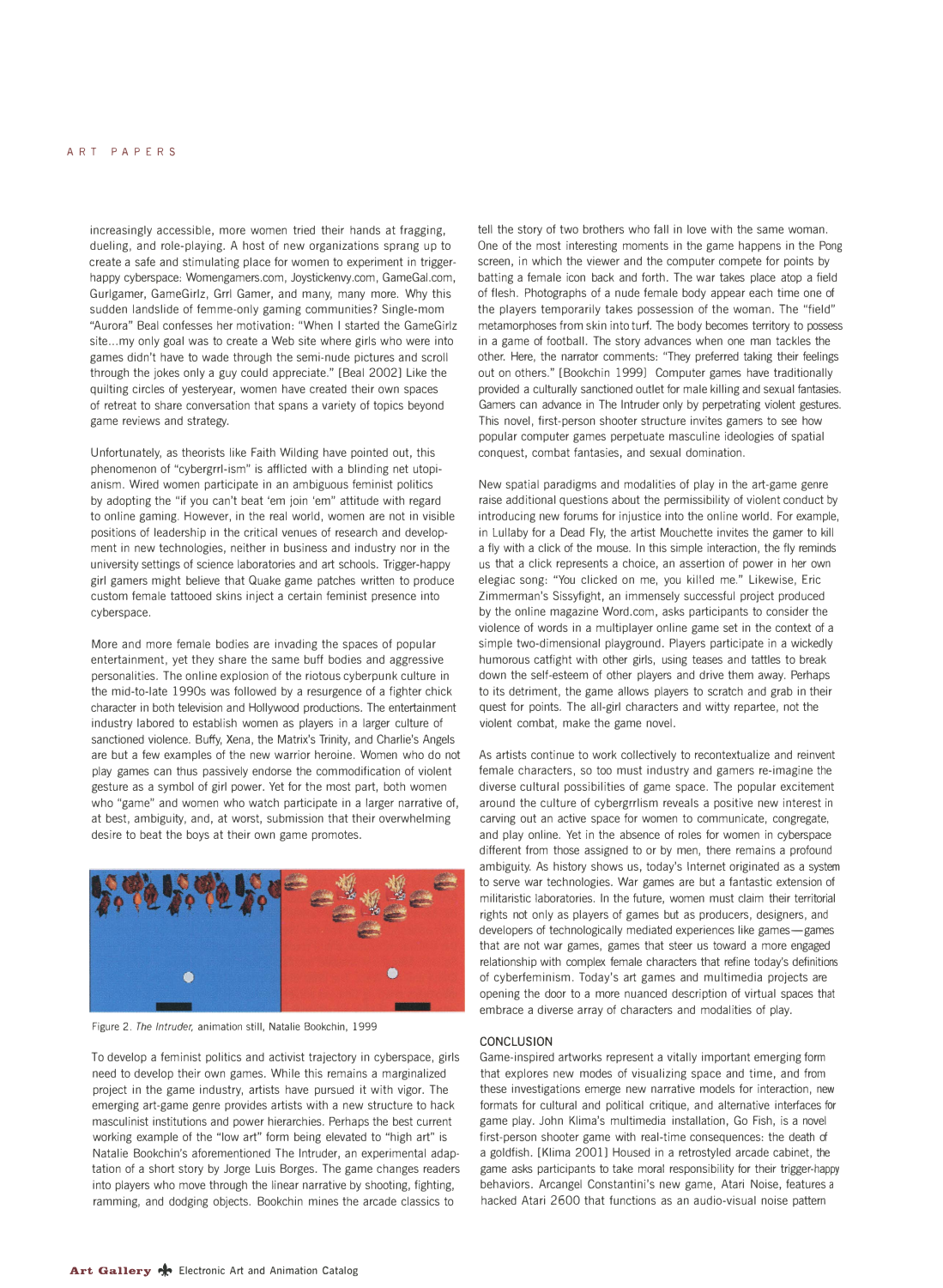increasingly accessible, more women tried their hands at fragging, dueling, and role-playing. A host of new organizations sprang up to create a safe and stimulating place for women to experiment in trigger-happy cyberspace: Womengamers.com, Joystickenvy.com, GameGal.com, Gurlgamer, GameGirlz, Grrl Gamer, and many, many more. Why this sudden landslide of femme-only gaming communities? Single-mom "Aurora" Beal confesses her motivation: "When I started the GameGirlz site…my only goal was to create a Web site where girls who were into games didn't have to wade through the semi-nude pictures and scroll through the jokes only a guy could appreciate." [Beal 2002] Like the quilting circles of yesteryear, women have created their own spaces of retreat to share conversation that spans a variety of topics beyond game reviews and strategy.

Unfortunately, as theorists like Faith Wilding have pointed out, this phenomenon of "cybergrrl-ism" is afflicted with a blinding net utopianism. Wired women participate in an ambiguous feminist politics by adopting the "if you can't beat 'em join 'em" attitude with regard to online gaming. However, in the real world, women are not in visible positions of leadership in the critical venues of research and development in new technologies, neither in business and industry nor in the university settings of science laboratories and art schools. Trigger-happy girl gamers might believe that Quake game patches written to produce custom female tattooed skins inject a certain feminist presence into cyberspace.

More and more female bodies are invading the spaces of popular entertainment, yet they share the same buff bodies and aggressive personalities. The online explosion of the riotous cyberpunk culture in the mid-to-late 1990s was followed by a resurgence of a fighter chick character in both television and Hollywood productions. The entertainment industry labored to establish women as players in a larger culture of sanctioned violence. Buffy, Xena, the Matrix's Trinity, and Charlie's Angels are but a few examples of the new warrior heroine. Women who do not play games can thus passively endorse the commodification of violent gesture as a symbol of girl power. Yet for the most part, both women who "game" and women who watch participate in a larger narrative of, at best, ambiguity, and, at worst, submission that their overwhelming desire to beat the boys at their own game promotes.

Figure 2. *The Intruder,* animation still, Natalie Bookchin, 1999

To develop a feminist politics and activist trajectory in cyberspace, girls need to develop their own games. While this remains a marginalized project in the game industry, artists have pursued it with vigor. The emerging art-game genre provides artists with a new structure to hack masculinist institutions and power hierarchies. Perhaps the best current working example of the "low art" form being elevated to "high art" is Natalie Bookchin's aforementioned The Intruder, an experimental adaptation of a short story by Jorge Luis Borges. The game changes readers into players who move through the linear narrative by shooting, fighting, ramming, and dodging objects. Bookchin mines the arcade classics to tell the story of two brothers who fall in love with the same woman. One of the most interesting moments in the game happens in the Pong screen, in which the viewer and the computer compete for points by batting a female icon back and forth. The war takes place atop a field of flesh. Photographs of a nude female body appear each time one of the players temporarily takes possession of the woman. The "field" metamorphoses from skin into turf. The body becomes territory to possess in a game of football. The story advances when one man tackles the other. Here, the narrator comments: "They preferred taking their feelings out on others." [Bookchin 1999] Computer games have traditionally provided a culturally sanctioned outlet for male killing and sexual fantasies. Gamers can advance in The Intruder only by perpetrating violent gestures. This novel, first-person shooter structure invites gamers to see how popular computer games perpetuate masculine ideologies of spatial conquest, combat fantasies, and sexual domination.

New spatial paradigms and modalities of play in the art-game genre raise additional questions about the permissibility of violent conduct by introducing new forums for injustice into the online world. For example, in Lullaby for a Dead Fly, the artist Mouchette invites the gamer to kill a fly with a click of the mouse. In this simple interaction, the fly reminds us that a click represents a choice, an assertion of power in her own elegiac song: "You clicked on me, you killed me." Likewise, Eric Zimmerman's Sissyfight, an immensely successful project produced by the online magazine Word.com, asks participants to consider the violence of words in a multiplayer online game set in the context of a simple two-dimensional playground. Players participate in a wickedly humorous catfight with other girls, using teases and tattles to break down the self-esteem of other players and drive them away. Perhaps to its detriment, the game allows players to scratch and grab in their quest for points. The all-girl characters and witty repartee, not the violent combat, make the game novel.

As artists continue to work collectively to recontextualize and reinvent female characters, so too must industry and gamers re-imagine the diverse cultural possibilities of game space. The popular excitement around the culture of cybergrrlism reveals a positive new interest in carving out an active space for women to communicate, congregate, and play online. Yet in the absence of roles for women in cyberspace different from those assigned to or by men, there remains a profound ambiguity. As history shows us, today's Internet originated as a system to serve war technologies. War games are but a fantastic extension of militaristic laboratories. In the future, women must claim their territorial rights not only as players of games but as producers, designers, and developers of technologically mediated experiences like games—games that are not war games, games that steer us toward a more engaged relationship with complex female characters that refine today's definitions of cyberfeminism. Today's art games and multimedia projects are opening the door to a more nuanced description of virtual spaces that embrace a diverse array of characters and modalities of play.

## CONCLUSION

Game-inspired artworks represent a vitally important emerging form that explores new modes of visualizing space and time, and from these investigations emerge new narrative models for interaction, new formats for cultural and political critique, and alternative interfaces for game play. John Klima's multimedia installation, Go Fish, is a novel first-person shooter game with real-time consequences: the death of a goldfish. [Klima 2001] Housed in a retrostyled arcade cabinet, the game asks participants to take moral responsibility for their trigger-happy behaviors. Arcangel Constantini's new game, Atari Noise, features a hacked Atari 2600 that functions as an audio-visual noise pattern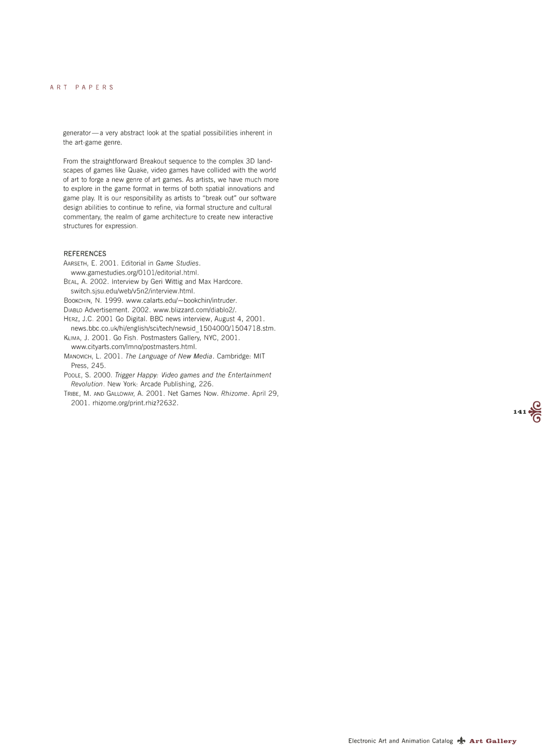generator—a very abstract look at the spatial possibilities inherent in the art-game genre.

From the straightforward Breakout sequence to the complex 3D landscapes of games like Quake, video games have collided with the world of art to forge a new genre of art games. As artists, we have much more to explore in the game format in terms of both spatial innovations and game play. It is our responsibility as artists to "break out" our software design abilities to continue to refine, via formal structure and cultural commentary, the realm of game architecture to create new interactive structures for expression.

## REFERENCES

Aarseth, E. 2001. Editorial in *Game Studies*. www.gamestudies.org/0101/editorial.html.

Beal, A. 2002. Interview by Geri Wittig and Max Hardcore. switch.sjsu.edu/web/v5n2/interview.html.

Bookchin, N. 1999. www.calarts.edu/~bookchin/intruder.

Diablo Advertisement. 2002. www.blizzard.com/diablo2/.

Herz, J.C. 2001 Go Digital. BBC news interview, August 4, 2001. news.bbc.co.uk/hi/english/sci/tech/newsid_1504000/1504718.stm.

Klima, J. 2001. Go Fish. Postmasters Gallery, NYC, 2001. www.cityarts.com/lmno/postmasters.html.

Manovich, L. 2001. *The Language of New Media*. Cambridge: MIT Press, 245.

Poole, S. 2000. *Trigger Happy: Video games and the Entertainment Revolution*. New York: Arcade Publishing, 226.

Tribe, M. and Galloway, A. 2001. Net Games Now. *Rhizome*. April 29, 2001. rhizome.org/print.rhiz?2632.